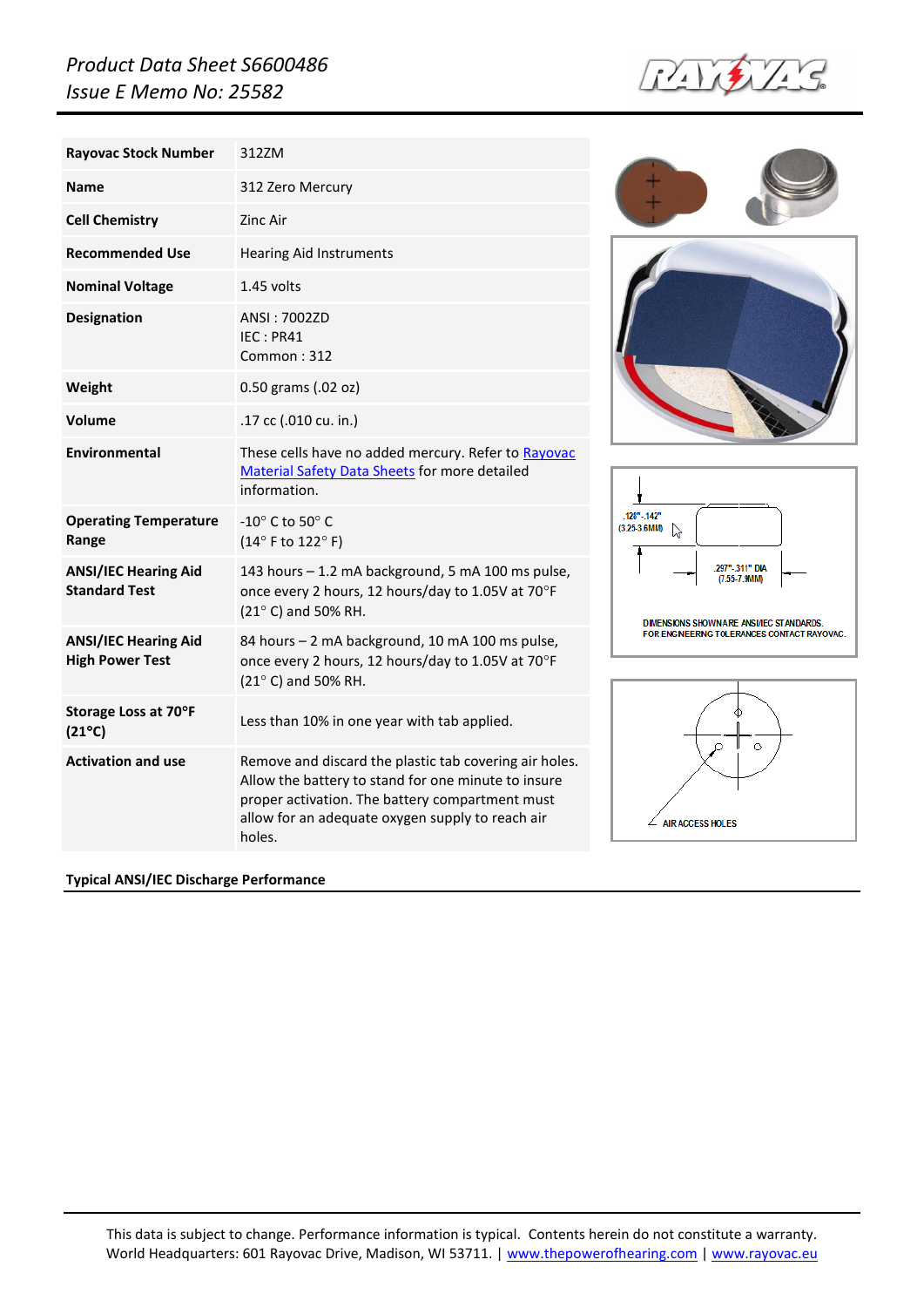*Product Data Sheet S6600486*
*Issue E Memo No: 25582*

| | |
|---|---|
| **Rayovac Stock Number** | 312ZM |
| **Name** | 312 Zero Mercury |
| **Cell Chemistry** | Zinc Air |
| **Recommended Use** | Hearing Aid Instruments |
| **Nominal Voltage** | 1.45 volts |
| **Designation** | ANSI : 7002ZD<br>IEC : PR41<br>Common : 312 |
| **Weight** | 0.50 grams (.02 oz) |
| **Volume** | .17 cc (.010 cu. in.) |
| **Environmental** | These cells have no added mercury. Refer to Rayovac Material Safety Data Sheets for more detailed information. |
| **Operating Temperature Range** | -10° C to 50° C<br>(14° F to 122° F) |
| **ANSI/IEC Hearing Aid Standard Test** | 143 hours – 1.2 mA background, 5 mA 100 ms pulse, once every 2 hours, 12 hours/day to 1.05V at 70°F (21° C) and 50% RH. |
| **ANSI/IEC Hearing Aid High Power Test** | 84 hours – 2 mA background, 10 mA 100 ms pulse, once every 2 hours, 12 hours/day to 1.05V at 70°F (21° C) and 50% RH. |
| **Storage Loss at 70°F (21°C)** | Less than 10% in one year with tab applied. |
| **Activation and use** | Remove and discard the plastic tab covering air holes. Allow the battery to stand for one minute to insure proper activation. The battery compartment must allow for an adequate oxygen supply to reach air holes. |

.128"-.142" (3.25-3.6MM)

.297"-.311" DIA (7.55-7.9MM)

DIMENSIONS SHOWN ARE ANSI/IEC STANDARDS.
FOR ENGINEERING TOLERANCES CONTACT RAYOVAC.

AIR ACCESS HOLES

**Typical ANSI/IEC Discharge Performance**

This data is subject to change. Performance information is typical. Contents herein do not constitute a warranty.
World Headquarters: 601 Rayovac Drive, Madison, WI 53711. | www.thepowerofhearing.com | www.rayovac.eu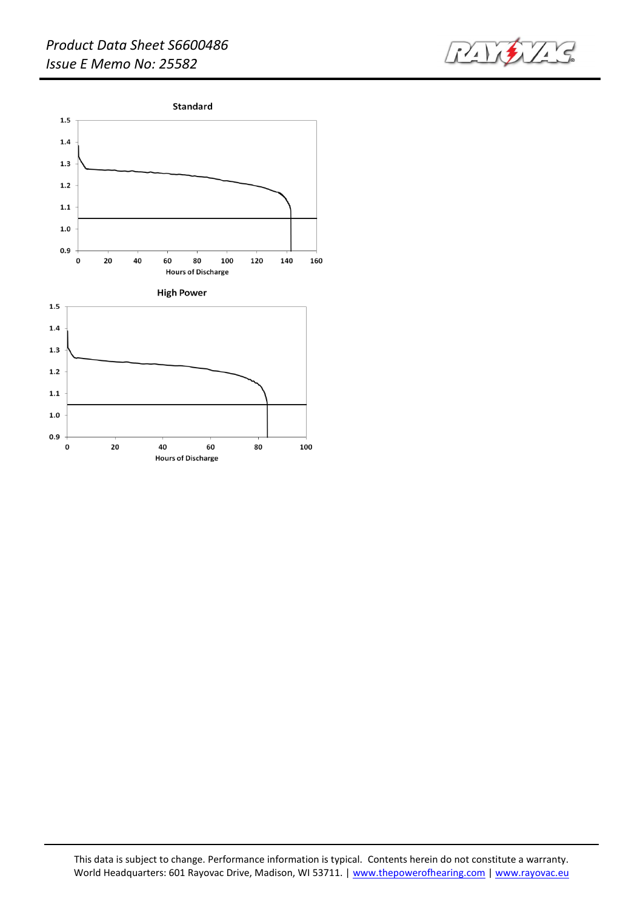Standard

1.5
1.4
1.3
1.2
1.1
1.0
0.9

0 20 40 60 80 100 120 140 160

Hours of Discharge

High Power

1.5
1.4
1.3
1.2
1.1
1.0
0.9

0 20 40 60 80 100

Hours of Discharge